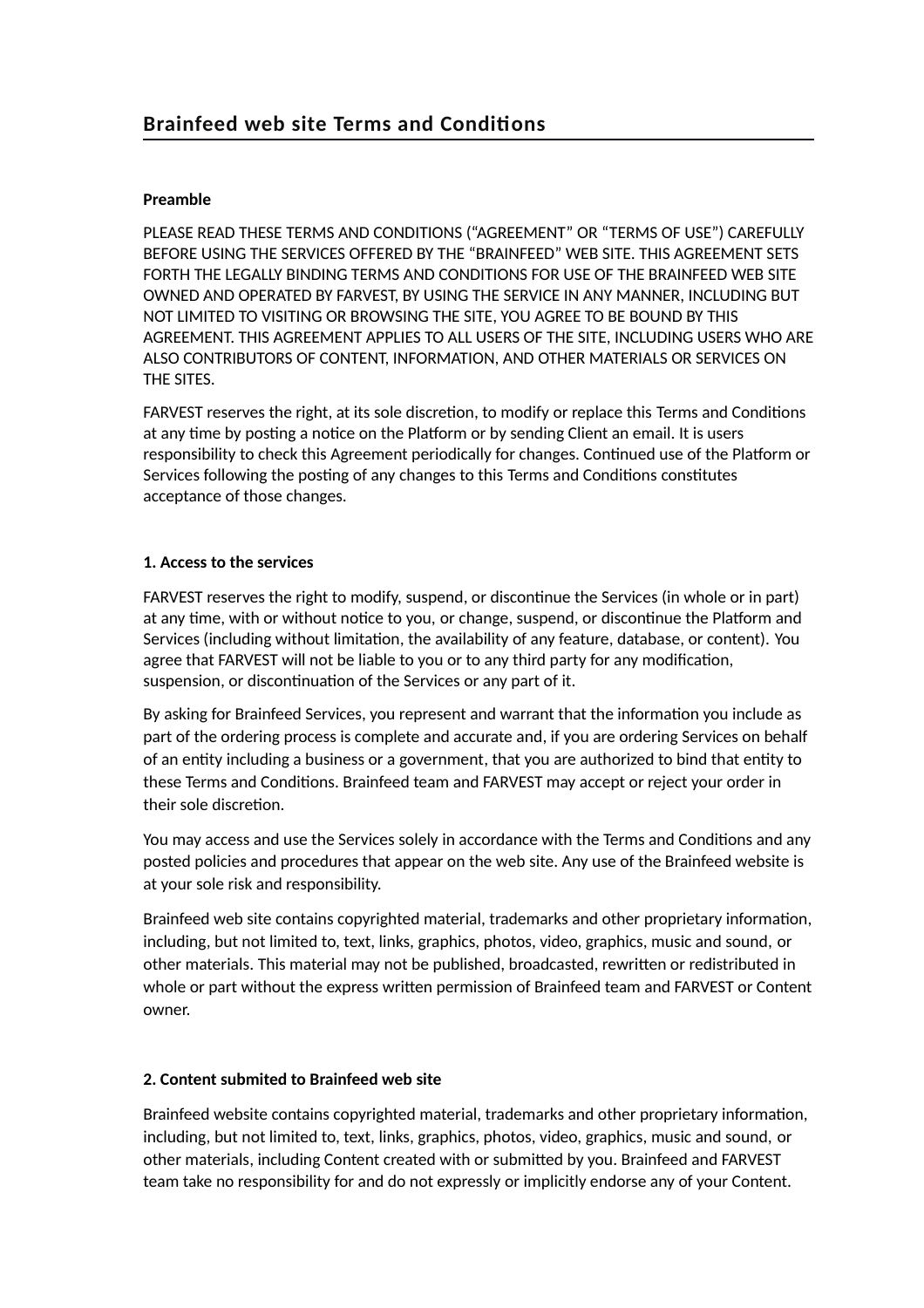# Brainfeed web site Terms and Conditions

**Preamble**

PLEASE READ THESE TERMS AND CONDITIONS ("AGREEMENT" OR "TERMS OF USE") CAREFULLY BEFORE USING THE SERVICES OFFERED BY THE "BRAINFEED" WEB SITE. THIS AGREEMENT SETS FORTH THE LEGALLY BINDING TERMS AND CONDITIONS FOR USE OF THE BRAINFEED WEB SITE OWNED AND OPERATED BY FARVEST, BY USING THE SERVICE IN ANY MANNER, INCLUDING BUT NOT LIMITED TO VISITING OR BROWSING THE SITE, YOU AGREE TO BE BOUND BY THIS AGREEMENT. THIS AGREEMENT APPLIES TO ALL USERS OF THE SITE, INCLUDING USERS WHO ARE ALSO CONTRIBUTORS OF CONTENT, INFORMATION, AND OTHER MATERIALS OR SERVICES ON THE SITES.

FARVEST reserves the right, at its sole discretion, to modify or replace this Terms and Conditions at any time by posting a notice on the Platform or by sending Client an email. It is users responsibility to check this Agreement periodically for changes. Continued use of the Platform or Services following the posting of any changes to this Terms and Conditions constitutes acceptance of those changes.

**1. Access to the services**

FARVEST reserves the right to modify, suspend, or discontinue the Services (in whole or in part) at any time, with or without notice to you, or change, suspend, or discontinue the Platform and Services (including without limitation, the availability of any feature, database, or content). You agree that FARVEST will not be liable to you or to any third party for any modification, suspension, or discontinuation of the Services or any part of it.

By asking for Brainfeed Services, you represent and warrant that the information you include as part of the ordering process is complete and accurate and, if you are ordering Services on behalf of an entity including a business or a government, that you are authorized to bind that entity to these Terms and Conditions. Brainfeed team and FARVEST may accept or reject your order in their sole discretion.

You may access and use the Services solely in accordance with the Terms and Conditions and any posted policies and procedures that appear on the web site. Any use of the Brainfeed website is at your sole risk and responsibility.

Brainfeed web site contains copyrighted material, trademarks and other proprietary information, including, but not limited to, text, links, graphics, photos, video, graphics, music and sound, or other materials. This material may not be published, broadcasted, rewritten or redistributed in whole or part without the express written permission of Brainfeed team and FARVEST or Content owner.

**2. Content submited to Brainfeed web site**

Brainfeed website contains copyrighted material, trademarks and other proprietary information, including, but not limited to, text, links, graphics, photos, video, graphics, music and sound, or other materials, including Content created with or submitted by you. Brainfeed and FARVEST team take no responsibility for and do not expressly or implicitly endorse any of your Content.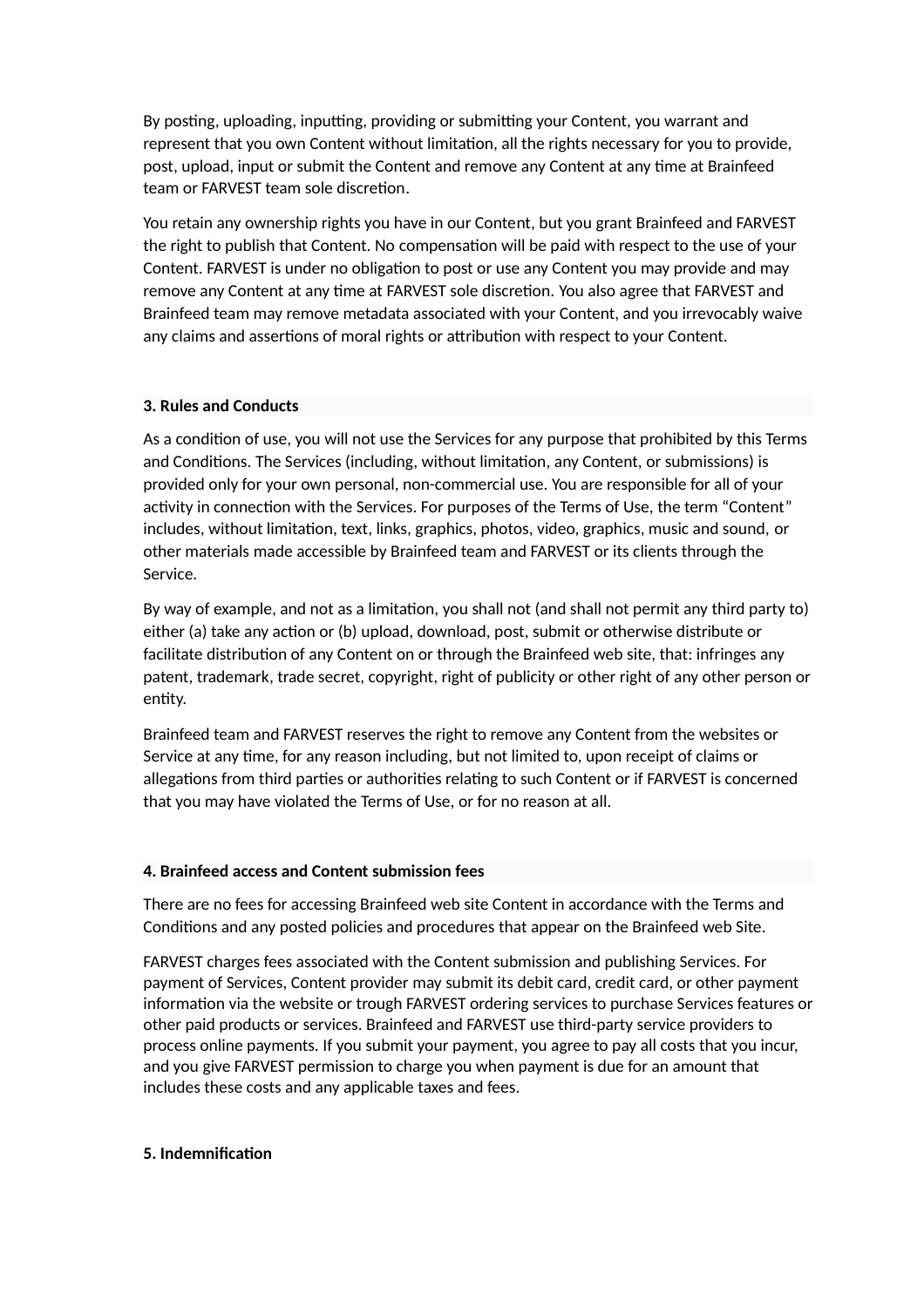By posting, uploading, inputting, providing or submitting your Content, you warrant and represent that you own Content without limitation, all the rights necessary for you to provide, post, upload, input or submit the Content and remove any Content at any time at Brainfeed team or FARVEST team sole discretion.

You retain any ownership rights you have in our Content, but you grant Brainfeed and FARVEST the right to publish that Content. No compensation will be paid with respect to the use of your Content. FARVEST is under no obligation to post or use any Content you may provide and may remove any Content at any time at FARVEST sole discretion. You also agree that FARVEST and Brainfeed team may remove metadata associated with your Content, and you irrevocably waive any claims and assertions of moral rights or attribution with respect to your Content.

**3. Rules and Conducts**

As a condition of use, you will not use the Services for any purpose that prohibited by this Terms and Conditions. The Services (including, without limitation, any Content, or submissions) is provided only for your own personal, non-commercial use. You are responsible for all of your activity in connection with the Services. For purposes of the Terms of Use, the term "Content" includes, without limitation, text, links, graphics, photos, video, graphics, music and sound, or other materials made accessible by Brainfeed team and FARVEST or its clients through the Service.

By way of example, and not as a limitation, you shall not (and shall not permit any third party to) either (a) take any action or (b) upload, download, post, submit or otherwise distribute or facilitate distribution of any Content on or through the Brainfeed web site, that: infringes any patent, trademark, trade secret, copyright, right of publicity or other right of any other person or entity.

Brainfeed team and FARVEST reserves the right to remove any Content from the websites or Service at any time, for any reason including, but not limited to, upon receipt of claims or allegations from third parties or authorities relating to such Content or if FARVEST is concerned that you may have violated the Terms of Use, or for no reason at all.

**4. Brainfeed access and Content submission fees**

There are no fees for accessing Brainfeed web site Content in accordance with the Terms and Conditions and any posted policies and procedures that appear on the Brainfeed web Site.

FARVEST charges fees associated with the Content submission and publishing Services. For payment of Services, Content provider may submit its debit card, credit card, or other payment information via the website or trough FARVEST ordering services to purchase Services features or other paid products or services. Brainfeed and FARVEST use third-party service providers to process online payments. If you submit your payment, you agree to pay all costs that you incur, and you give FARVEST permission to charge you when payment is due for an amount that includes these costs and any applicable taxes and fees.

**5. Indemnification**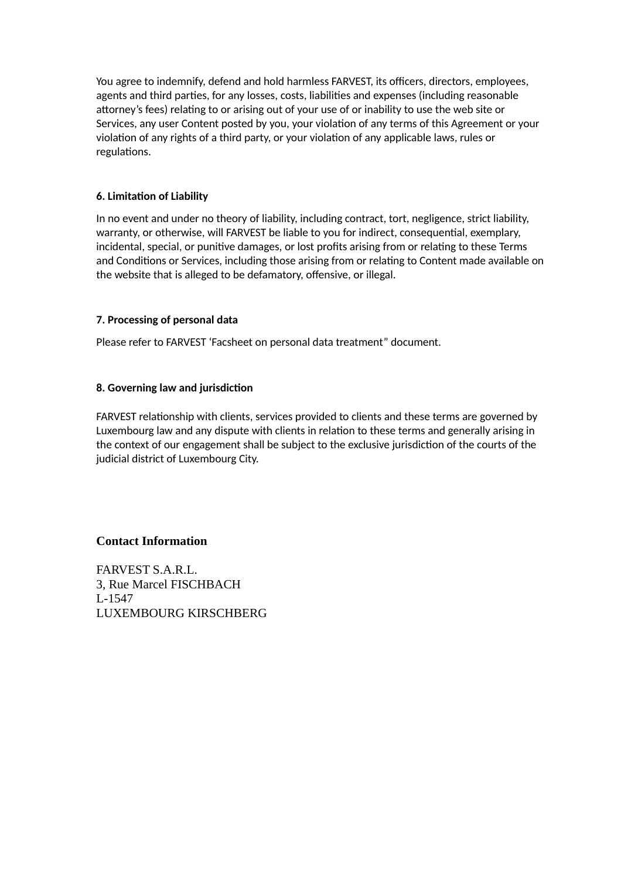You agree to indemnify, defend and hold harmless FARVEST, its officers, directors, employees, agents and third parties, for any losses, costs, liabilities and expenses (including reasonable attorney's fees) relating to or arising out of your use of or inability to use the web site or Services, any user Content posted by you, your violation of any terms of this Agreement or your violation of any rights of a third party, or your violation of any applicable laws, rules or regulations.

**6. Limitation of Liability**

In no event and under no theory of liability, including contract, tort, negligence, strict liability, warranty, or otherwise, will FARVEST be liable to you for indirect, consequential, exemplary, incidental, special, or punitive damages, or lost profits arising from or relating to these Terms and Conditions or Services, including those arising from or relating to Content made available on the website that is alleged to be defamatory, offensive, or illegal.

**7. Processing of personal data**

Please refer to FARVEST 'Facsheet on personal data treatment" document.

**8. Governing law and jurisdiction**

FARVEST relationship with clients, services provided to clients and these terms are governed by Luxembourg law and any dispute with clients in relation to these terms and generally arising in the context of our engagement shall be subject to the exclusive jurisdiction of the courts of the judicial district of Luxembourg City.

**Contact Information**

FARVEST S.A.R.L.
3, Rue Marcel FISCHBACH
L-1547
LUXEMBOURG KIRSCHBERG